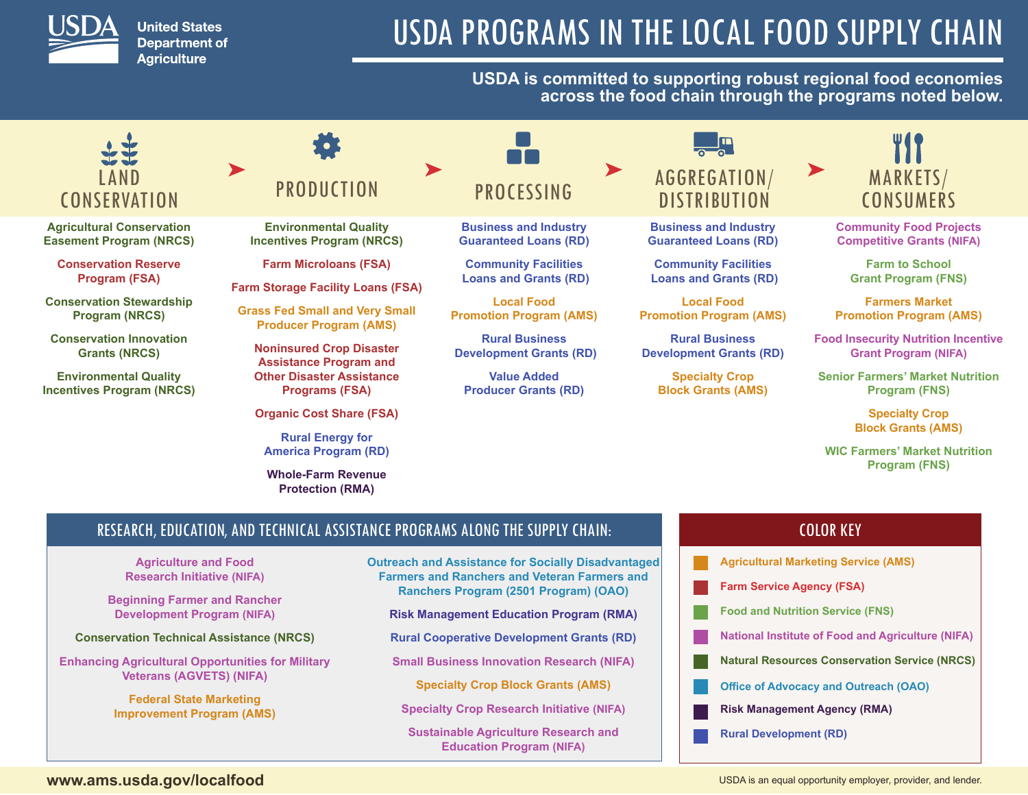# USDA PROGRAMS IN THE LOCAL FOOD SUPPLY CHAIN

United States Department of Agriculture

**USDA is committed to supporting robust regional food economies across the food chain through the programs noted below.**

## LAND CONSERVATION

- Agricultural Conservation Easement Program (NRCS)
- Conservation Reserve Program (FSA)
- Conservation Stewardship Program (NRCS)
- Conservation Innovation Grants (NRCS)
- Environmental Quality Incentives Program (NRCS)

## PRODUCTION

- Environmental Quality Incentives Program (NRCS)
- Farm Microloans (FSA)
- Farm Storage Facility Loans (FSA)
- Grass Fed Small and Very Small Producer Program (AMS)
- Noninsured Crop Disaster Assistance Program and Other Disaster Assistance Programs (FSA)
- Organic Cost Share (FSA)
- Rural Energy for America Program (RD)
- Whole-Farm Revenue Protection (RMA)

## PROCESSING

- Business and Industry Guaranteed Loans (RD)
- Community Facilities Loans and Grants (RD)
- Local Food Promotion Program (AMS)
- Rural Business Development Grants (RD)
- Value Added Producer Grants (RD)

## AGGREGATION/ DISTRIBUTION

- Business and Industry Guaranteed Loans (RD)
- Community Facilities Loans and Grants (RD)
- Local Food Promotion Program (AMS)
- Rural Business Development Grants (RD)
- Specialty Crop Block Grants (AMS)

## MARKETS/ CONSUMERS

- Community Food Projects Competitive Grants (NIFA)
- Farm to School Grant Program (FNS)
- Farmers Market Promotion Program (AMS)
- Food Insecurity Nutrition Incentive Grant Program (NIFA)
- Senior Farmers' Market Nutrition Program (FNS)
- Specialty Crop Block Grants (AMS)
- WIC Farmers' Market Nutrition Program (FNS)

## RESEARCH, EDUCATION, AND TECHNICAL ASSISTANCE PROGRAMS ALONG THE SUPPLY CHAIN:

- Agriculture and Food Research Initiative (NIFA)
- Beginning Farmer and Rancher Development Program (NIFA)
- Conservation Technical Assistance (NRCS)
- Enhancing Agricultural Opportunities for Military Veterans (AGVETS) (NIFA)
- Federal State Marketing Improvement Program (AMS)
- Outreach and Assistance for Socially Disadvantaged Farmers and Ranchers and Veteran Farmers and Ranchers Program (2501 Program) (OAO)
- Risk Management Education Program (RMA)
- Rural Cooperative Development Grants (RD)
- Small Business Innovation Research (NIFA)
- Specialty Crop Block Grants (AMS)
- Specialty Crop Research Initiative (NIFA)
- Sustainable Agriculture Research and Education Program (NIFA)

## COLOR KEY

- Agricultural Marketing Service (AMS)
- Farm Service Agency (FSA)
- Food and Nutrition Service (FNS)
- National Institute of Food and Agriculture (NIFA)
- Natural Resources Conservation Service (NRCS)
- Office of Advocacy and Outreach (OAO)
- Risk Management Agency (RMA)
- Rural Development (RD)

**www.ams.usda.gov/localfood**

USDA is an equal opportunity employer, provider, and lender.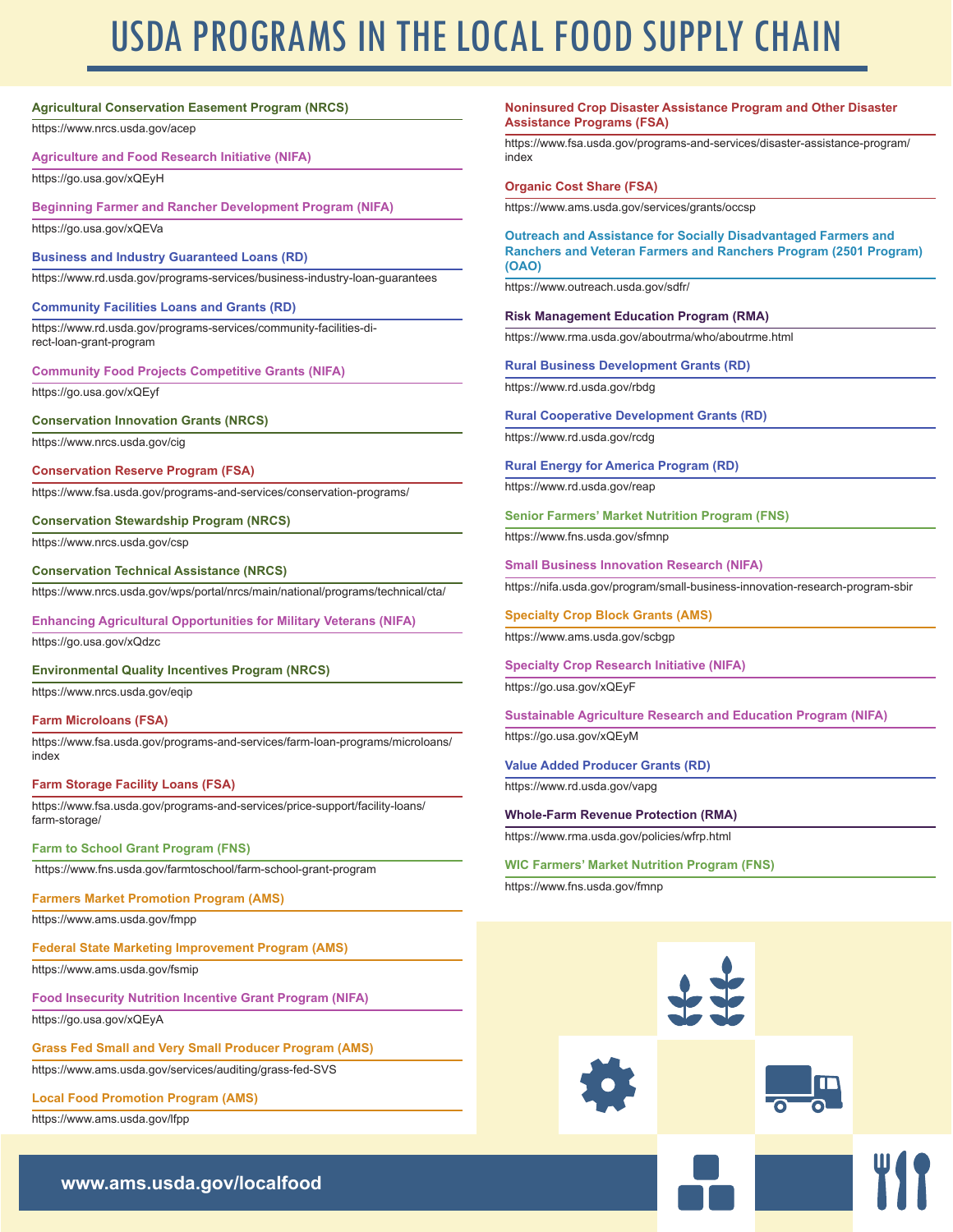# USDA PROGRAMS IN THE LOCAL FOOD SUPPLY CHAIN

**Agricultural Conservation Easement Program (NRCS)**
https://www.nrcs.usda.gov/acep

**Agriculture and Food Research Initiative (NIFA)**
https://go.usa.gov/xQEyH

**Beginning Farmer and Rancher Development Program (NIFA)**
https://go.usa.gov/xQEVa

**Business and Industry Guaranteed Loans (RD)**
https://www.rd.usda.gov/programs-services/business-industry-loan-guarantees

**Community Facilities Loans and Grants (RD)**
https://www.rd.usda.gov/programs-services/community-facilities-direct-loan-grant-program

**Community Food Projects Competitive Grants (NIFA)**
https://go.usa.gov/xQEyf

**Conservation Innovation Grants (NRCS)**
https://www.nrcs.usda.gov/cig

**Conservation Reserve Program (FSA)**
https://www.fsa.usda.gov/programs-and-services/conservation-programs/

**Conservation Stewardship Program (NRCS)**
https://www.nrcs.usda.gov/csp

**Conservation Technical Assistance (NRCS)**
https://www.nrcs.usda.gov/wps/portal/nrcs/main/national/programs/technical/cta/

**Enhancing Agricultural Opportunities for Military Veterans (NIFA)**
https://go.usa.gov/xQdzc

**Environmental Quality Incentives Program (NRCS)**
https://www.nrcs.usda.gov/eqip

**Farm Microloans (FSA)**
https://www.fsa.usda.gov/programs-and-services/farm-loan-programs/microloans/index

**Farm Storage Facility Loans (FSA)**
https://www.fsa.usda.gov/programs-and-services/price-support/facility-loans/farm-storage/

**Farm to School Grant Program (FNS)**
https://www.fns.usda.gov/farmtoschool/farm-school-grant-program

**Farmers Market Promotion Program (AMS)**
https://www.ams.usda.gov/fmpp

**Federal State Marketing Improvement Program (AMS)**
https://www.ams.usda.gov/fsmip

**Food Insecurity Nutrition Incentive Grant Program (NIFA)**
https://go.usa.gov/xQEyA

**Grass Fed Small and Very Small Producer Program (AMS)**
https://www.ams.usda.gov/services/auditing/grass-fed-SVS

**Local Food Promotion Program (AMS)**
https://www.ams.usda.gov/lfpp

**Noninsured Crop Disaster Assistance Program and Other Disaster Assistance Programs (FSA)**
https://www.fsa.usda.gov/programs-and-services/disaster-assistance-program/index

**Organic Cost Share (FSA)**
https://www.ams.usda.gov/services/grants/occsp

**Outreach and Assistance for Socially Disadvantaged Farmers and Ranchers and Veteran Farmers and Ranchers Program (2501 Program) (OAO)**
https://www.outreach.usda.gov/sdfr/

**Risk Management Education Program (RMA)**
https://www.rma.usda.gov/aboutrma/who/aboutrme.html

**Rural Business Development Grants (RD)**
https://www.rd.usda.gov/rbdg

**Rural Cooperative Development Grants (RD)**
https://www.rd.usda.gov/rcdg

**Rural Energy for America Program (RD)**
https://www.rd.usda.gov/reap

**Senior Farmers' Market Nutrition Program (FNS)**
https://www.fns.usda.gov/sfmnp

**Small Business Innovation Research (NIFA)**
https://nifa.usda.gov/program/small-business-innovation-research-program-sbir

**Specialty Crop Block Grants (AMS)**
https://www.ams.usda.gov/scbgp

**Specialty Crop Research Initiative (NIFA)**
https://go.usa.gov/xQEyF

**Sustainable Agriculture Research and Education Program (NIFA)**
https://go.usa.gov/xQEyM

**Value Added Producer Grants (RD)**
https://www.rd.usda.gov/vapg

**Whole-Farm Revenue Protection (RMA)**
https://www.rma.usda.gov/policies/wfrp.html

**WIC Farmers' Market Nutrition Program (FNS)**
https://www.fns.usda.gov/fmnp

**www.ams.usda.gov/localfood**